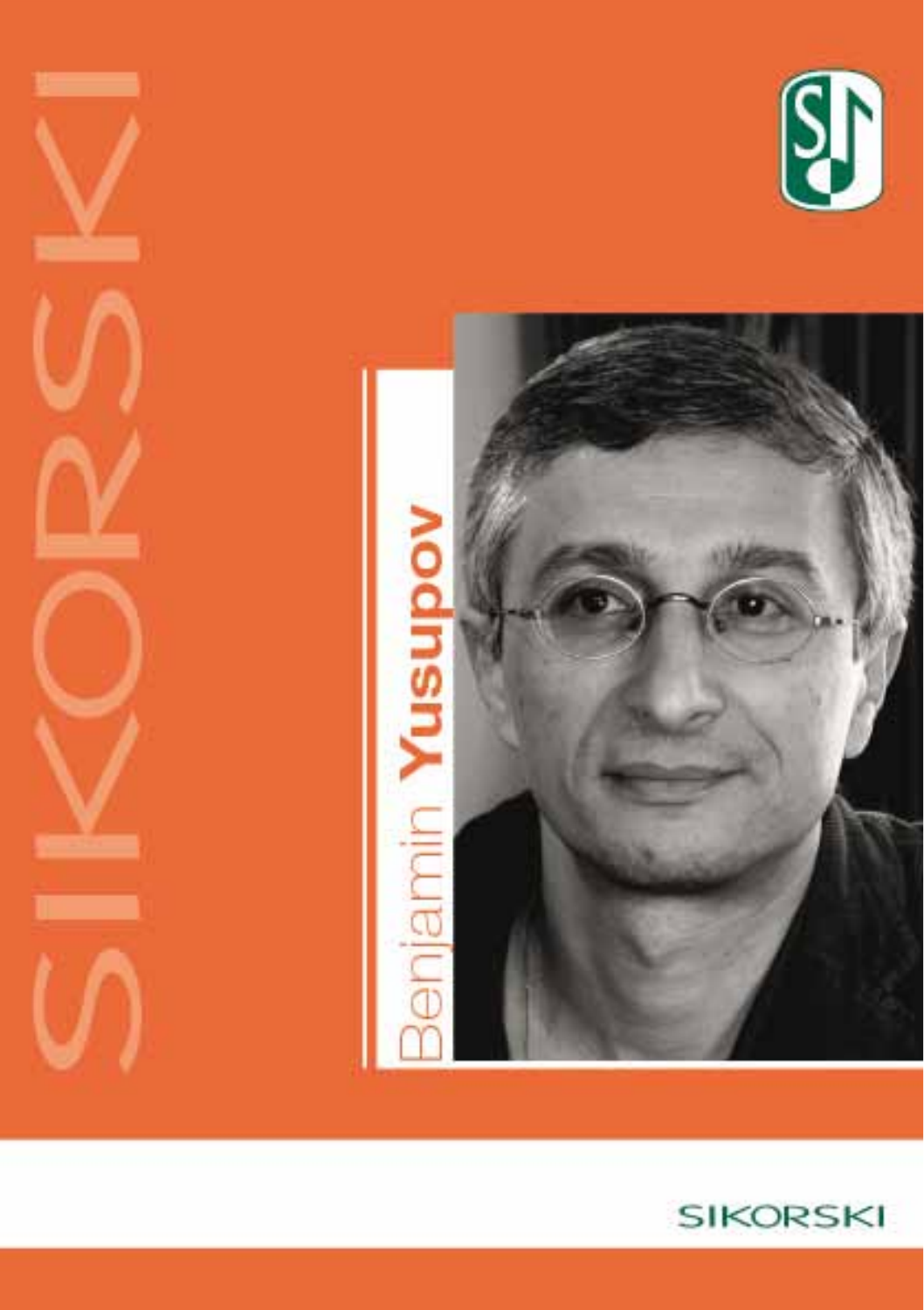SIKORSKI

# Benjamin Yusupov

SIKORSKI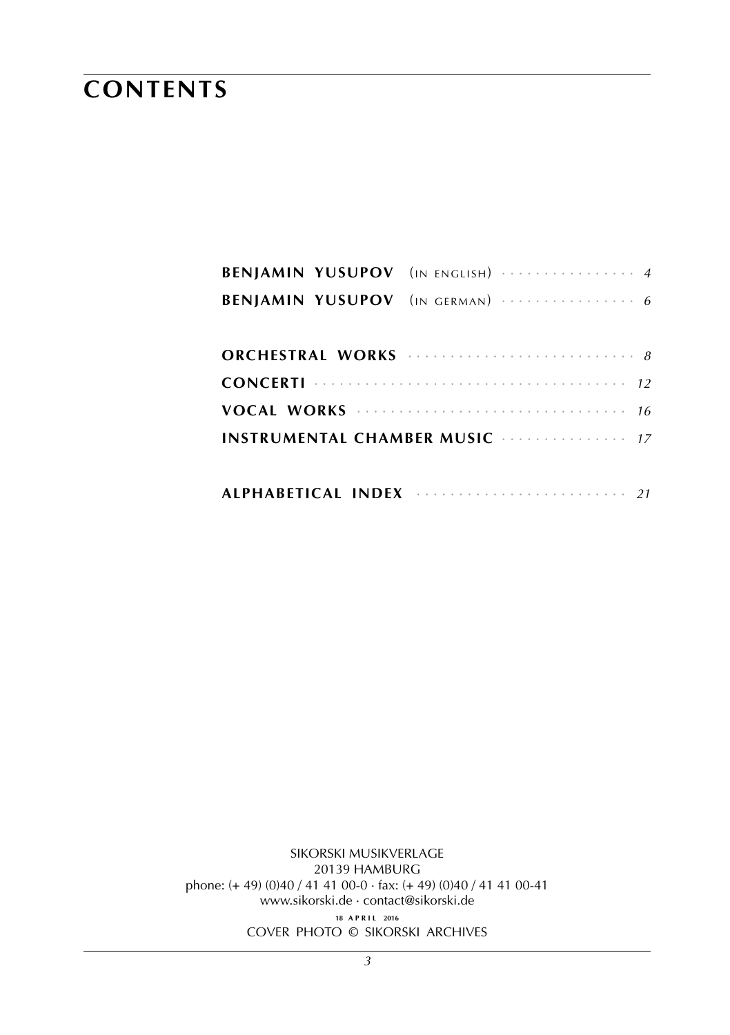# CONTENTS

**BENJAMIN YUSUPOV** (IN ENGLISH) · · · · · · · · · · · · · · · · *4*

**BENJAMIN YUSUPOV** (IN GERMAN) · · · · · · · · · · · · · · · · *6*

**ORCHESTRAL WORKS** · · · · · · · · · · · · · · · · · · · · · · · · · · *8*

**CONCERTI** · · · · · · · · · · · · · · · · · · · · · · · · · · · · · · · · · · *12*

**VOCAL WORKS** · · · · · · · · · · · · · · · · · · · · · · · · · · · · · · *16*

**INSTRUMENTAL CHAMBER MUSIC** · · · · · · · · · · · · · · · *17*

**ALPHABETICAL INDEX** · · · · · · · · · · · · · · · · · · · · · · · · *21*

SIKORSKI MUSIKVERLAGE
20139 HAMBURG
phone: (+ 49) (0)40 / 41 41 00-0 · fax: (+ 49) (0)40 / 41 41 00-41
www.sikorski.de · contact@sikorski.de

18 APRIL 2016

COVER PHOTO © SIKORSKI ARCHIVES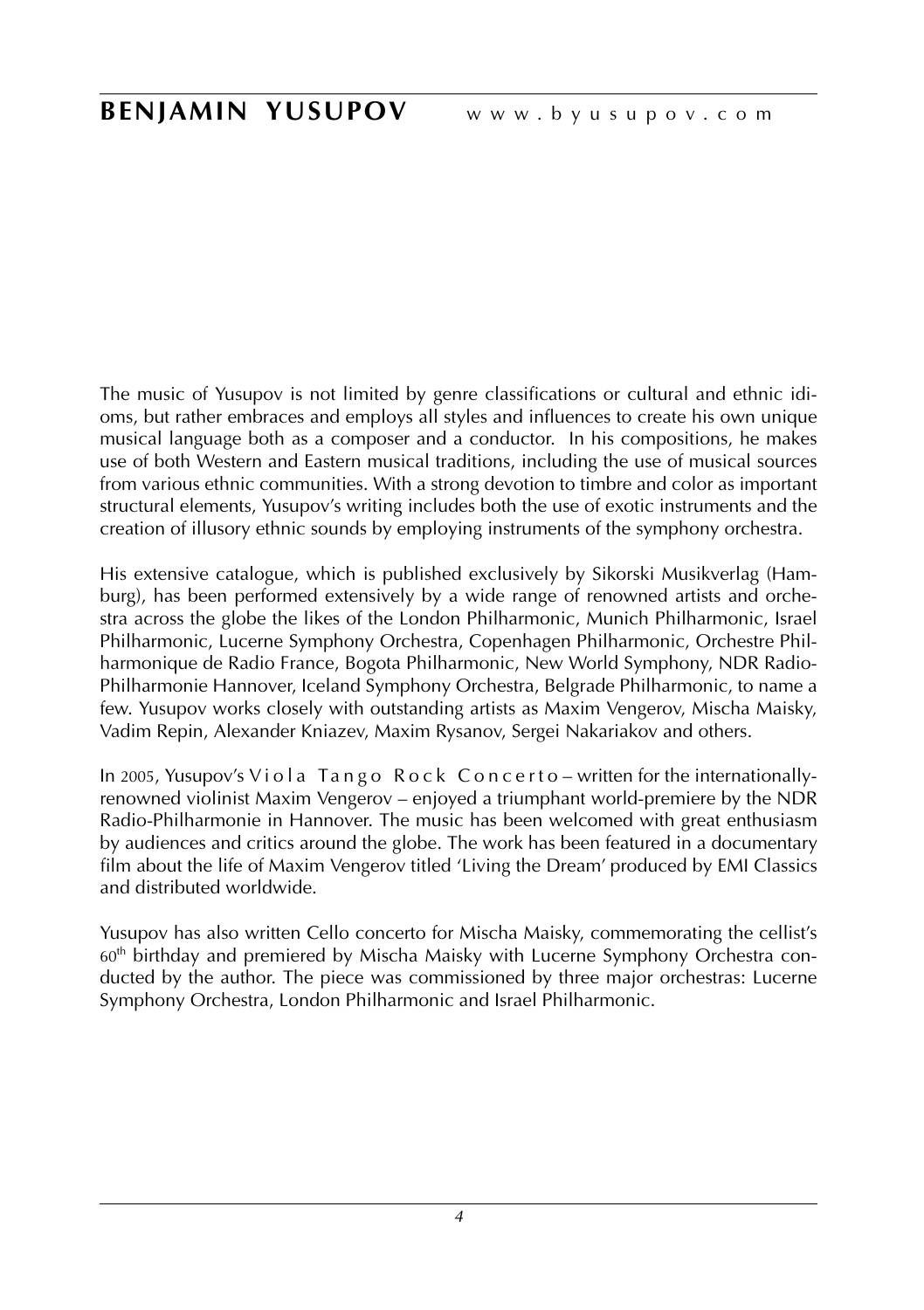# BENJAMIN YUSUPOV www.byusupov.com

The music of Yusupov is not limited by genre classifications or cultural and ethnic idioms, but rather embraces and employs all styles and influences to create his own unique musical language both as a composer and a conductor. In his compositions, he makes use of both Western and Eastern musical traditions, including the use of musical sources from various ethnic communities. With a strong devotion to timbre and color as important structural elements, Yusupov's writing includes both the use of exotic instruments and the creation of illusory ethnic sounds by employing instruments of the symphony orchestra.

His extensive catalogue, which is published exclusively by Sikorski Musikverlag (Hamburg), has been performed extensively by a wide range of renowned artists and orchestra across the globe the likes of the London Philharmonic, Munich Philharmonic, Israel Philharmonic, Lucerne Symphony Orchestra, Copenhagen Philharmonic, Orchestre Philharmonique de Radio France, Bogota Philharmonic, New World Symphony, NDR Radio-Philharmonie Hannover, Iceland Symphony Orchestra, Belgrade Philharmonic, to name a few. Yusupov works closely with outstanding artists as Maxim Vengerov, Mischa Maisky, Vadim Repin, Alexander Kniazev, Maxim Rysanov, Sergei Nakariakov and others.

In 2005, Yusupov's Viola Tango Rock Concerto – written for the internationally-renowned violinist Maxim Vengerov – enjoyed a triumphant world-premiere by the NDR Radio-Philharmonie in Hannover. The music has been welcomed with great enthusiasm by audiences and critics around the globe. The work has been featured in a documentary film about the life of Maxim Vengerov titled 'Living the Dream' produced by EMI Classics and distributed worldwide.

Yusupov has also written Cello concerto for Mischa Maisky, commemorating the cellist's 60th birthday and premiered by Mischa Maisky with Lucerne Symphony Orchestra conducted by the author. The piece was commissioned by three major orchestras: Lucerne Symphony Orchestra, London Philharmonic and Israel Philharmonic.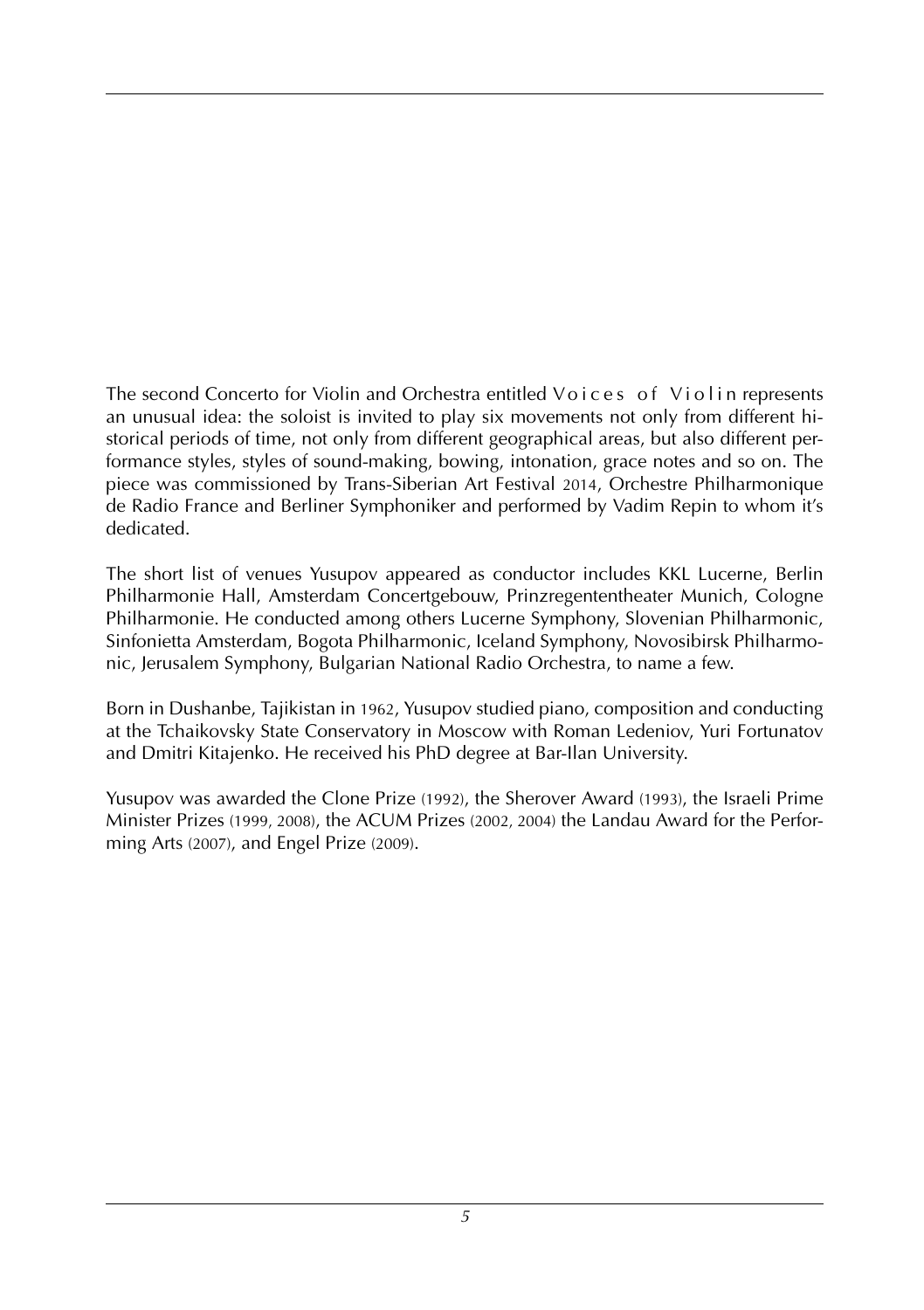The second Concerto for Violin and Orchestra entitled *Voices of Violin* represents an unusual idea: the soloist is invited to play six movements not only from different historical periods of time, not only from different geographical areas, but also different performance styles, styles of sound-making, bowing, intonation, grace notes and so on. The piece was commissioned by Trans-Siberian Art Festival 2014, Orchestre Philharmonique de Radio France and Berliner Symphoniker and performed by Vadim Repin to whom it's dedicated.

The short list of venues Yusupov appeared as conductor includes KKL Lucerne, Berlin Philharmonie Hall, Amsterdam Concertgebouw, Prinzregententheater Munich, Cologne Philharmonie. He conducted among others Lucerne Symphony, Slovenian Philharmonic, Sinfonietta Amsterdam, Bogota Philharmonic, Iceland Symphony, Novosibirsk Philharmonic, Jerusalem Symphony, Bulgarian National Radio Orchestra, to name a few.

Born in Dushanbe, Tajikistan in 1962, Yusupov studied piano, composition and conducting at the Tchaikovsky State Conservatory in Moscow with Roman Ledeniov, Yuri Fortunatov and Dmitri Kitajenko. He received his PhD degree at Bar-Ilan University.

Yusupov was awarded the Clone Prize (1992), the Sherover Award (1993), the Israeli Prime Minister Prizes (1999, 2008), the ACUM Prizes (2002, 2004) the Landau Award for the Performing Arts (2007), and Engel Prize (2009).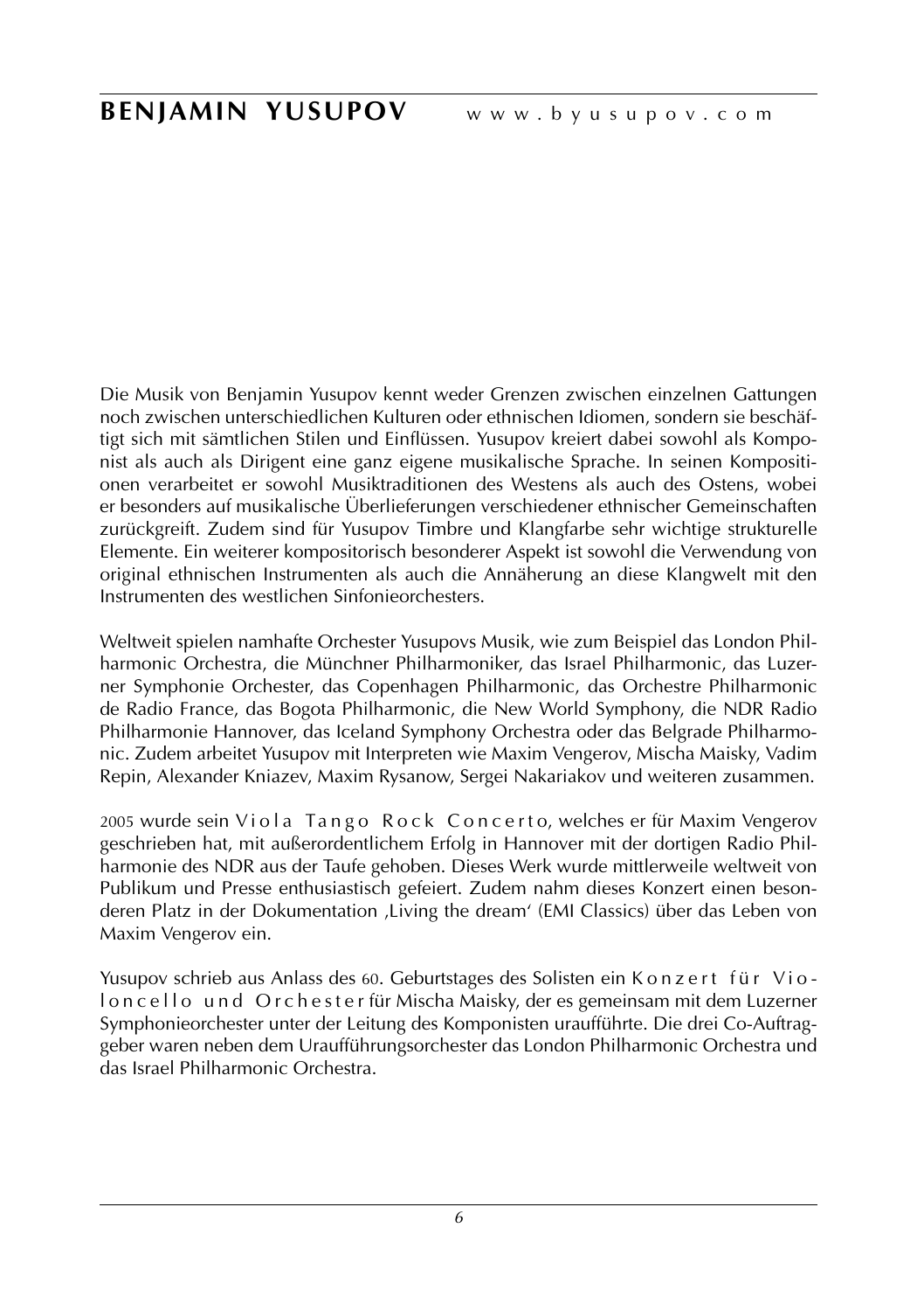# BENJAMIN YUSUPOV www.byusupov.com

Die Musik von Benjamin Yusupov kennt weder Grenzen zwischen einzelnen Gattungen noch zwischen unterschiedlichen Kulturen oder ethnischen Idiomen, sondern sie beschäftigt sich mit sämtlichen Stilen und Einflüssen. Yusupov kreiert dabei sowohl als Komponist als auch als Dirigent eine ganz eigene musikalische Sprache. In seinen Kompositionen verarbeitet er sowohl Musiktraditionen des Westens als auch des Ostens, wobei er besonders auf musikalische Überlieferungen verschiedener ethnischer Gemeinschaften zurückgreift. Zudem sind für Yusupov Timbre und Klangfarbe sehr wichtige strukturelle Elemente. Ein weiterer kompositorisch besonderer Aspekt ist sowohl die Verwendung von original ethnischen Instrumenten als auch die Annäherung an diese Klangwelt mit den Instrumenten des westlichen Sinfonieorchesters.

Weltweit spielen namhafte Orchester Yusupovs Musik, wie zum Beispiel das London Philharmonic Orchestra, die Münchner Philharmoniker, das Israel Philharmonic, das Luzerner Symphonie Orchester, das Copenhagen Philharmonic, das Orchestre Philharmonic de Radio France, das Bogota Philharmonic, die New World Symphony, die NDR Radio Philharmonie Hannover, das Iceland Symphony Orchestra oder das Belgrade Philharmonic. Zudem arbeitet Yusupov mit Interpreten wie Maxim Vengerov, Mischa Maisky, Vadim Repin, Alexander Kniazev, Maxim Rysanow, Sergei Nakariakov und weiteren zusammen.

2005 wurde sein Viola Tango Rock Concerto, welches er für Maxim Vengerov geschrieben hat, mit außerordentlichem Erfolg in Hannover mit der dortigen Radio Philharmonie des NDR aus der Taufe gehoben. Dieses Werk wurde mittlerweile weltweit von Publikum und Presse enthusiastisch gefeiert. Zudem nahm dieses Konzert einen besonderen Platz in der Dokumentation ‚Living the dream' (EMI Classics) über das Leben von Maxim Vengerov ein.

Yusupov schrieb aus Anlass des 60. Geburtstages des Solisten ein Konzert für Violoncello und Orchester für Mischa Maisky, der es gemeinsam mit dem Luzerner Symphonieorchester unter der Leitung des Komponisten uraufführte. Die drei Co-Auftraggeber waren neben dem Uraufführungsorchester das London Philharmonic Orchestra und das Israel Philharmonic Orchestra.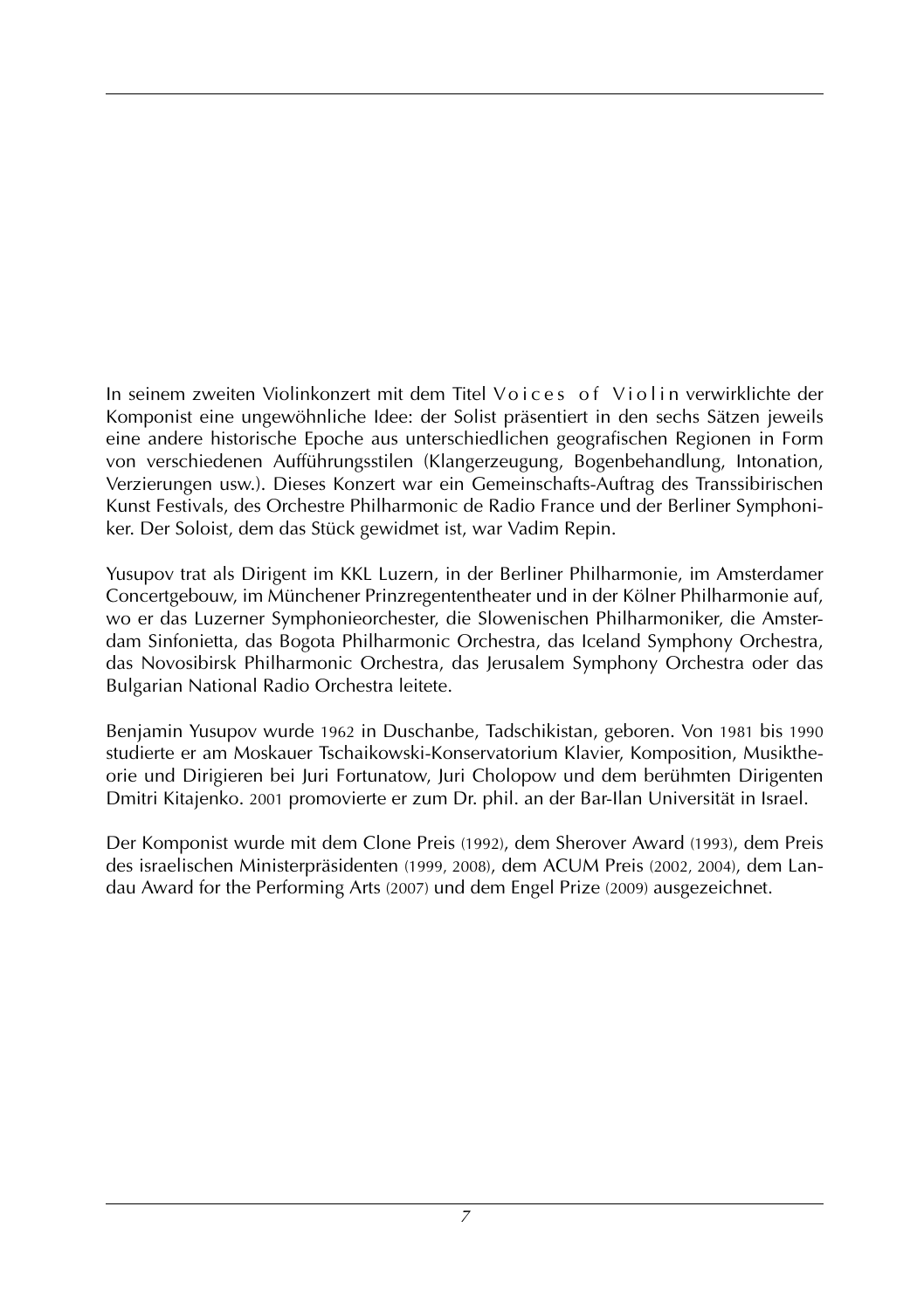In seinem zweiten Violinkonzert mit dem Titel Voices of Violin verwirklichte der Komponist eine ungewöhnliche Idee: der Solist präsentiert in den sechs Sätzen jeweils eine andere historische Epoche aus unterschiedlichen geografischen Regionen in Form von verschiedenen Aufführungsstilen (Klangerzeugung, Bogenbehandlung, Intonation, Verzierungen usw.). Dieses Konzert war ein Gemeinschafts-Auftrag des Transsibirischen Kunst Festivals, des Orchestre Philharmonic de Radio France und der Berliner Symphoniker. Der Soloist, dem das Stück gewidmet ist, war Vadim Repin.

Yusupov trat als Dirigent im KKL Luzern, in der Berliner Philharmonie, im Amsterdamer Concertgebouw, im Münchener Prinzregententheater und in der Kölner Philharmonie auf, wo er das Luzerner Symphonieorchester, die Slowenischen Philharmoniker, die Amsterdam Sinfonietta, das Bogota Philharmonic Orchestra, das Iceland Symphony Orchestra, das Novosibirsk Philharmonic Orchestra, das Jerusalem Symphony Orchestra oder das Bulgarian National Radio Orchestra leitete.

Benjamin Yusupov wurde 1962 in Duschanbe, Tadschikistan, geboren. Von 1981 bis 1990 studierte er am Moskauer Tschaikowski-Konservatorium Klavier, Komposition, Musiktheorie und Dirigieren bei Juri Fortunatow, Juri Cholopow und dem berühmten Dirigenten Dmitri Kitajenko. 2001 promovierte er zum Dr. phil. an der Bar-Ilan Universität in Israel.

Der Komponist wurde mit dem Clone Preis (1992), dem Sherover Award (1993), dem Preis des israelischen Ministerpräsidenten (1999, 2008), dem ACUM Preis (2002, 2004), dem Landau Award for the Performing Arts (2007) und dem Engel Prize (2009) ausgezeichnet.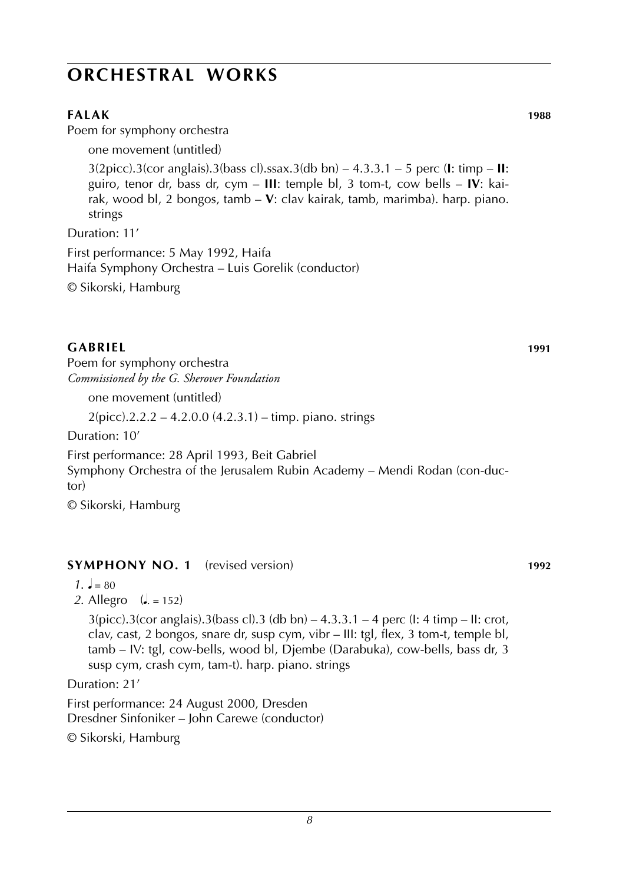# ORCHESTRAL WORKS

## FALAK 1988

Poem for symphony orchestra

one movement (untitled)

3(2picc).3(cor anglais).3(bass cl).ssax.3(db bn) – 4.3.3.1 – 5 perc (**I**: timp – **II**: guiro, tenor dr, bass dr, cym – **III**: temple bl, 3 tom-t, cow bells – **IV**: kairak, wood bl, 2 bongos, tamb – **V**: clav kairak, tamb, marimba). harp. piano. strings

Duration: 11'

First performance: 5 May 1992, Haifa
Haifa Symphony Orchestra – Luis Gorelik (conductor)

© Sikorski, Hamburg

## GABRIEL 1991

Poem for symphony orchestra
*Commissioned by the G. Sherover Foundation*

one movement (untitled)

2(picc).2.2.2 – 4.2.0.0 (4.2.3.1) – timp. piano. strings

Duration: 10'

First performance: 28 April 1993, Beit Gabriel
Symphony Orchestra of the Jerusalem Rubin Academy – Mendi Rodan (conductor)

© Sikorski, Hamburg

## SYMPHONY NO. 1 (revised version) 1992

*1.* ♩ = 80
*2.* Allegro (♩. = 152)

3(picc).3(cor anglais).3(bass cl).3 (db bn) – 4.3.3.1 – 4 perc (I: 4 timp – II: crot, clav, cast, 2 bongos, snare dr, susp cym, vibr – III: tgl, flex, 3 tom-t, temple bl, tamb – IV: tgl, cow-bells, wood bl, Djembe (Darabuka), cow-bells, bass dr, 3 susp cym, crash cym, tam-t). harp. piano. strings

Duration: 21'

First performance: 24 August 2000, Dresden
Dresdner Sinfoniker – John Carewe (conductor)

© Sikorski, Hamburg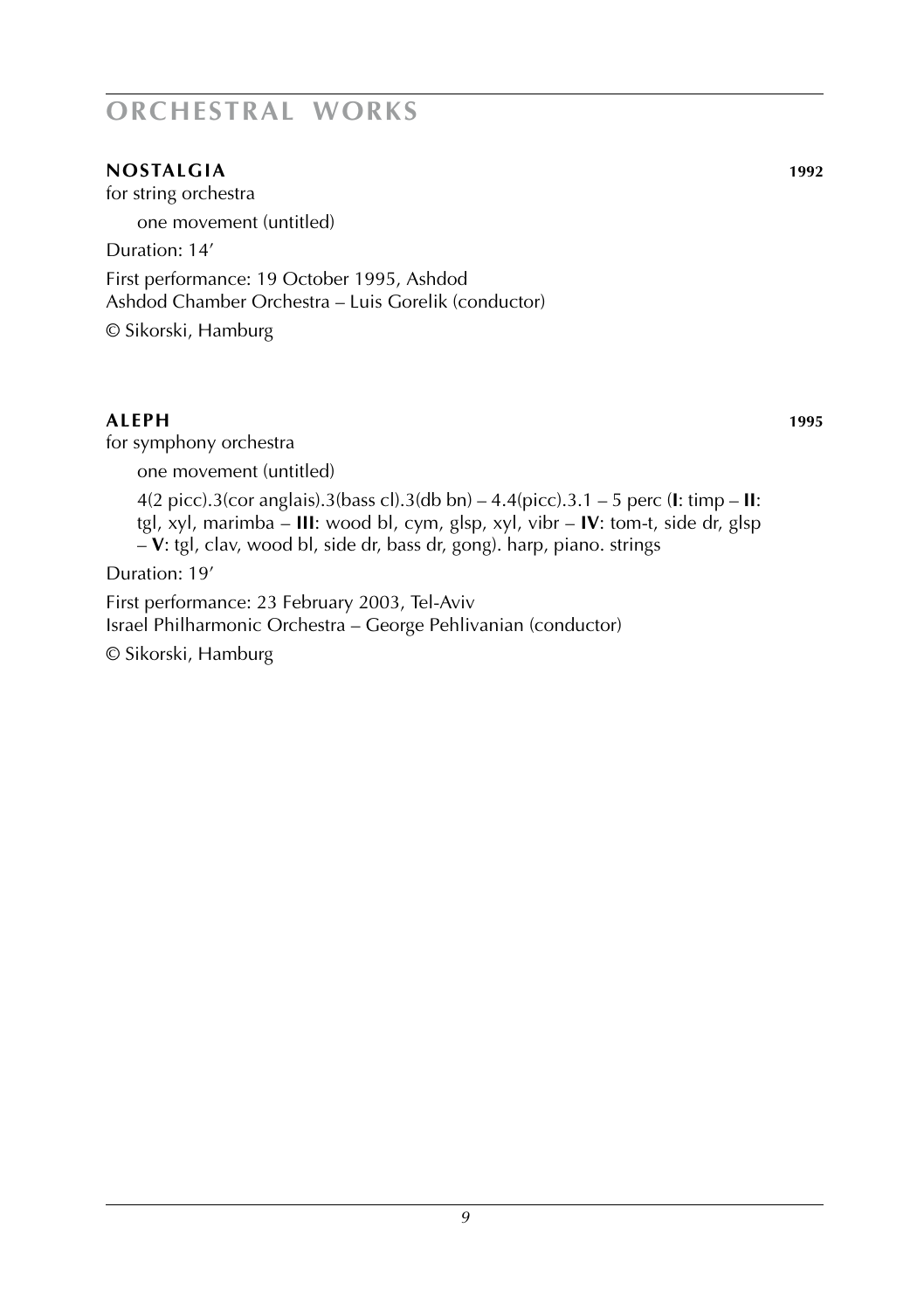# ORCHESTRAL WORKS

**NOSTALGIA** **1992**

for string orchestra

one movement (untitled)

Duration: 14'

First performance: 19 October 1995, Ashdod
Ashdod Chamber Orchestra – Luis Gorelik (conductor)

© Sikorski, Hamburg

**ALEPH** **1995**

for symphony orchestra

one movement (untitled)

4(2 picc).3(cor anglais).3(bass cl).3(db bn) – 4.4(picc).3.1 – 5 perc (**I**: timp – **II**: tgl, xyl, marimba – **III**: wood bl, cym, glsp, xyl, vibr – **IV**: tom-t, side dr, glsp – **V**: tgl, clav, wood bl, side dr, bass dr, gong). harp, piano. strings

Duration: 19'

First performance: 23 February 2003, Tel-Aviv
Israel Philharmonic Orchestra – George Pehlivanian (conductor)

© Sikorski, Hamburg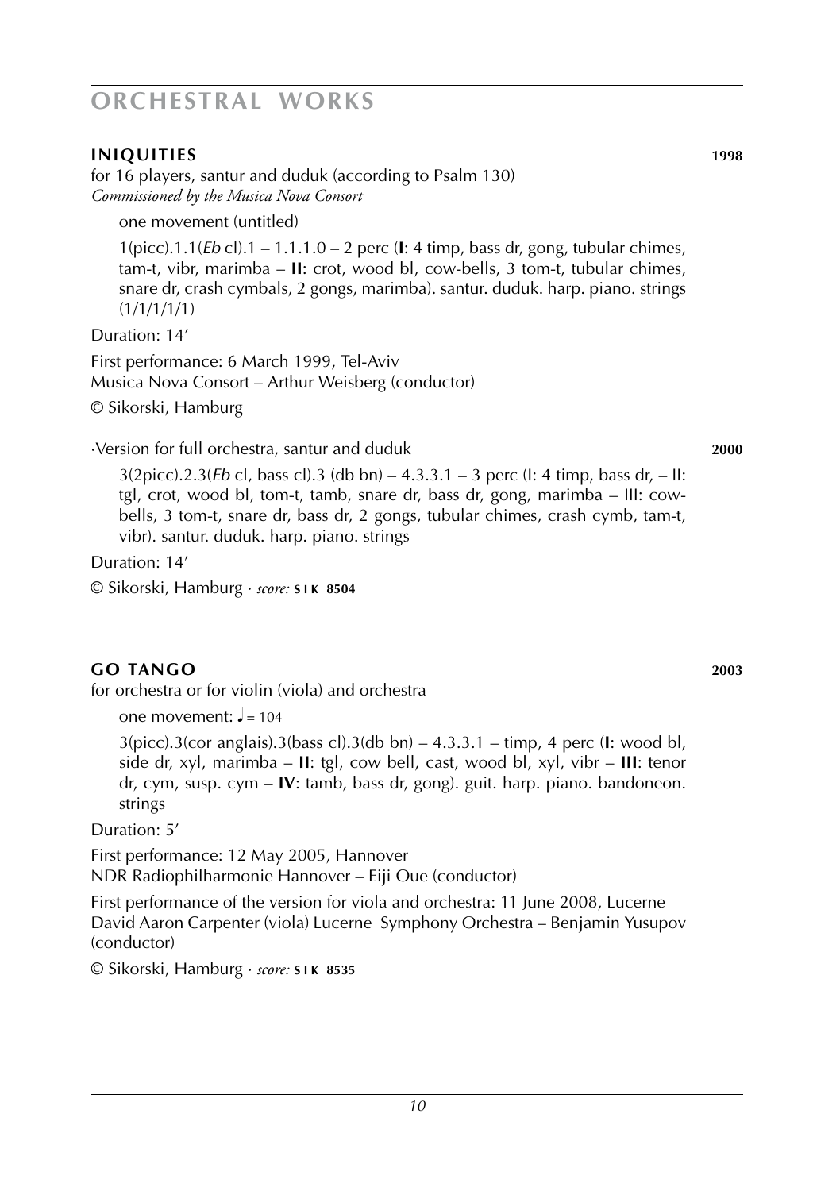# ORCHESTRAL WORKS

## INIQUITIES 1998

for 16 players, santur and duduk (according to Psalm 130)
*Commissioned by the Musica Nova Consort*

one movement (untitled)

1(picc).1.1(*Eb* cl).1 – 1.1.1.0 – 2 perc (**I**: 4 timp, bass dr, gong, tubular chimes, tam-t, vibr, marimba – **II**: crot, wood bl, cow-bells, 3 tom-t, tubular chimes, snare dr, crash cymbals, 2 gongs, marimba). santur. duduk. harp. piano. strings (1/1/1/1/1)

Duration: 14'

First performance: 6 March 1999, Tel-Aviv
Musica Nova Consort – Arthur Weisberg (conductor)

© Sikorski, Hamburg

·Version for full orchestra, santur and duduk **2000**

3(2picc).2.3(*Eb* cl, bass cl).3 (db bn) – 4.3.3.1 – 3 perc (I: 4 timp, bass dr, – II: tgl, crot, wood bl, tom-t, tamb, snare dr, bass dr, gong, marimba – III: cow-bells, 3 tom-t, snare dr, bass dr, 2 gongs, tubular chimes, crash cymb, tam-t, vibr). santur. duduk. harp. piano. strings

Duration: 14'

© Sikorski, Hamburg · *score:* **SIK 8504**

## GO TANGO 2003

for orchestra or for violin (viola) and orchestra

one movement: ♩= 104

3(picc).3(cor anglais).3(bass cl).3(db bn) – 4.3.3.1 – timp, 4 perc (**I**: wood bl, side dr, xyl, marimba – **II**: tgl, cow bell, cast, wood bl, xyl, vibr – **III**: tenor dr, cym, susp. cym – **IV**: tamb, bass dr, gong). guit. harp. piano. bandoneon. strings

Duration: 5'

First performance: 12 May 2005, Hannover
NDR Radiophilharmonie Hannover – Eiji Oue (conductor)

First performance of the version for viola and orchestra: 11 June 2008, Lucerne
David Aaron Carpenter (viola) Lucerne Symphony Orchestra – Benjamin Yusupov (conductor)

© Sikorski, Hamburg · *score:* **SIK 8535**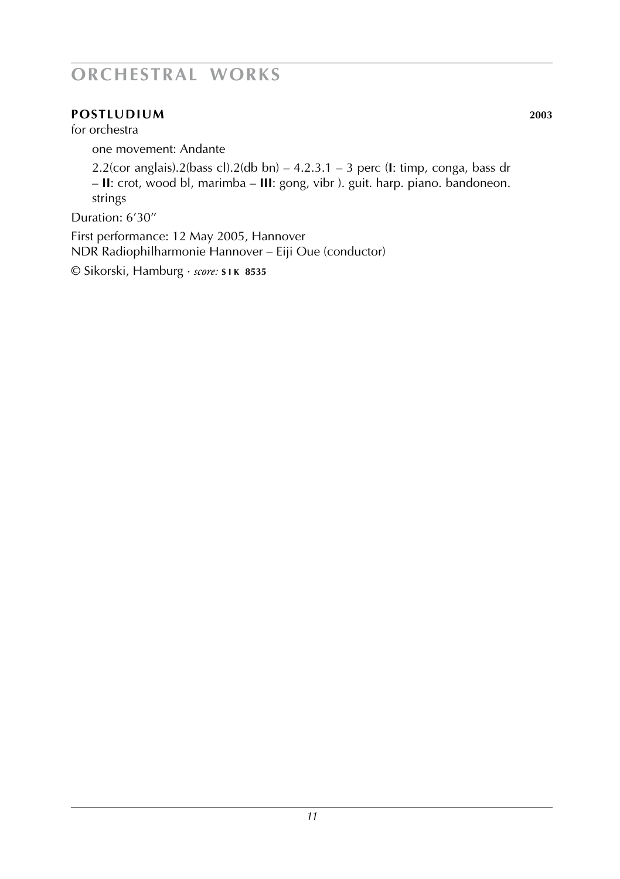# ORCHESTRAL WORKS

**POSTLUDIUM** **2003**

for orchestra

one movement: Andante

2.2(cor anglais).2(bass cl).2(db bn) – 4.2.3.1 – 3 perc (**I**: timp, conga, bass dr – **II**: crot, wood bl, marimba – **III**: gong, vibr ). guit. harp. piano. bandoneon. strings

Duration: 6’30’’

First performance: 12 May 2005, Hannover
NDR Radiophilharmonie Hannover – Eiji Oue (conductor)

© Sikorski, Hamburg · *score:* **SIK 8535**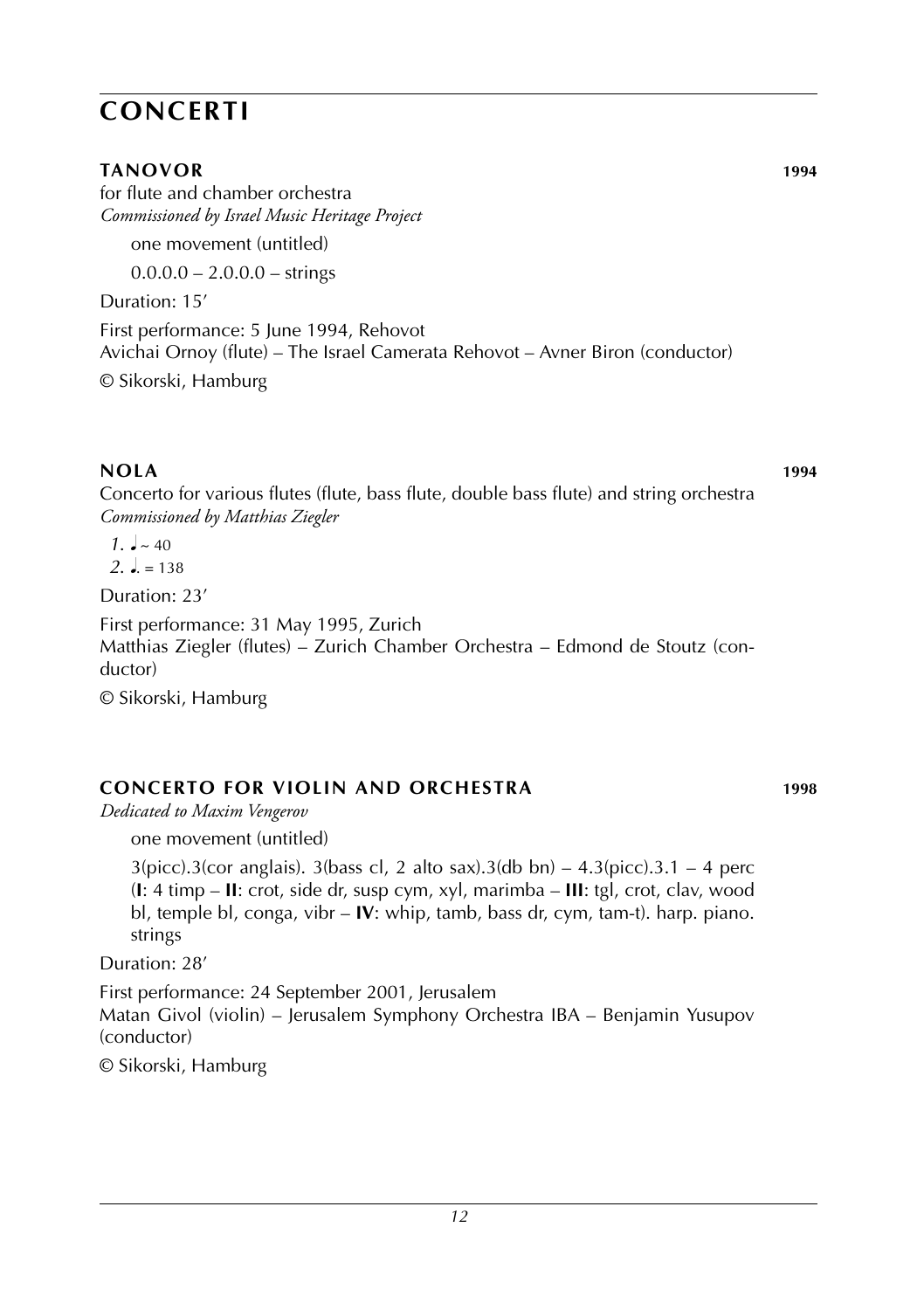# CONCERTI

### TANOVOR **1994**

for flute and chamber orchestra
*Commissioned by Israel Music Heritage Project*

one movement (untitled)

0.0.0.0 – 2.0.0.0 – strings

Duration: 15’

First performance: 5 June 1994, Rehovot
Avichai Ornoy (flute) – The Israel Camerata Rehovot – Avner Biron (conductor)

© Sikorski, Hamburg

### NOLA **1994**

Concerto for various flutes (flute, bass flute, double bass flute) and string orchestra
*Commissioned by Matthias Ziegler*

*1.* ♩ ~ 40
*2.* ♩. = 138

Duration: 23’

First performance: 31 May 1995, Zurich
Matthias Ziegler (flutes) – Zurich Chamber Orchestra – Edmond de Stoutz (conductor)

© Sikorski, Hamburg

### CONCERTO FOR VIOLIN AND ORCHESTRA **1998**

*Dedicated to Maxim Vengerov*

one movement (untitled)

3(picc).3(cor anglais). 3(bass cl, 2 alto sax).3(db bn) – 4.3(picc).3.1 – 4 perc (**I**: 4 timp – **II**: crot, side dr, susp cym, xyl, marimba – **III**: tgl, crot, clav, wood bl, temple bl, conga, vibr – **IV**: whip, tamb, bass dr, cym, tam-t). harp. piano. strings

Duration: 28’

First performance: 24 September 2001, Jerusalem
Matan Givol (violin) – Jerusalem Symphony Orchestra IBA – Benjamin Yusupov (conductor)

© Sikorski, Hamburg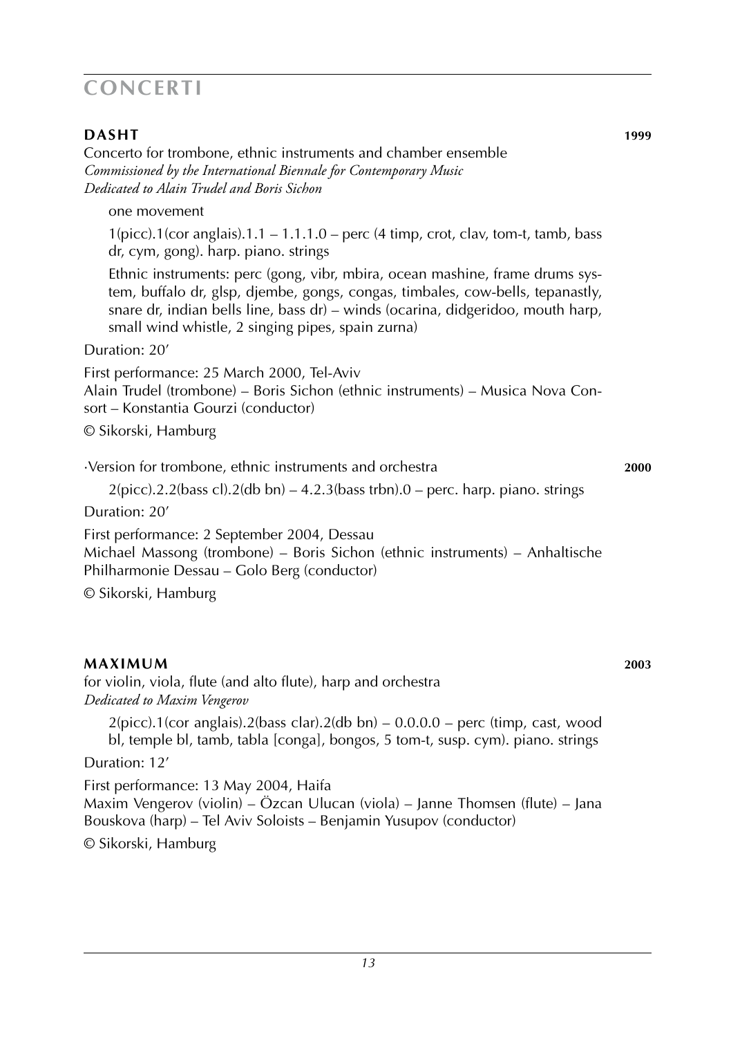# CONCERTI

## DASHT 1999

Concerto for trombone, ethnic instruments and chamber ensemble
*Commissioned by the International Biennale for Contemporary Music*
*Dedicated to Alain Trudel and Boris Sichon*

one movement

1(picc).1(cor anglais).1.1 – 1.1.1.0 – perc (4 timp, crot, clav, tom-t, tamb, bass dr, cym, gong). harp. piano. strings

Ethnic instruments: perc (gong, vibr, mbira, ocean mashine, frame drums system, buffalo dr, glsp, djembe, gongs, congas, timbales, cow-bells, tepanastly, snare dr, indian bells line, bass dr) – winds (ocarina, didgeridoo, mouth harp, small wind whistle, 2 singing pipes, spain zurna)

Duration: 20'

First performance: 25 March 2000, Tel-Aviv
Alain Trudel (trombone) – Boris Sichon (ethnic instruments) – Musica Nova Consort – Konstantia Gourzi (conductor)

© Sikorski, Hamburg

·Version for trombone, ethnic instruments and orchestra **2000**

2(picc).2.2(bass cl).2(db bn) – 4.2.3(bass trbn).0 – perc. harp. piano. strings

Duration: 20'

First performance: 2 September 2004, Dessau
Michael Massong (trombone) – Boris Sichon (ethnic instruments) – Anhaltische Philharmonie Dessau – Golo Berg (conductor)

© Sikorski, Hamburg

## MAXIMUM 2003

for violin, viola, flute (and alto flute), harp and orchestra
*Dedicated to Maxim Vengerov*

2(picc).1(cor anglais).2(bass clar).2(db bn) – 0.0.0.0 – perc (timp, cast, wood bl, temple bl, tamb, tabla [conga], bongos, 5 tom-t, susp. cym). piano. strings

Duration: 12'

First performance: 13 May 2004, Haifa
Maxim Vengerov (violin) – Özcan Ulucan (viola) – Janne Thomsen (flute) – Jana Bouskova (harp) – Tel Aviv Soloists – Benjamin Yusupov (conductor)

© Sikorski, Hamburg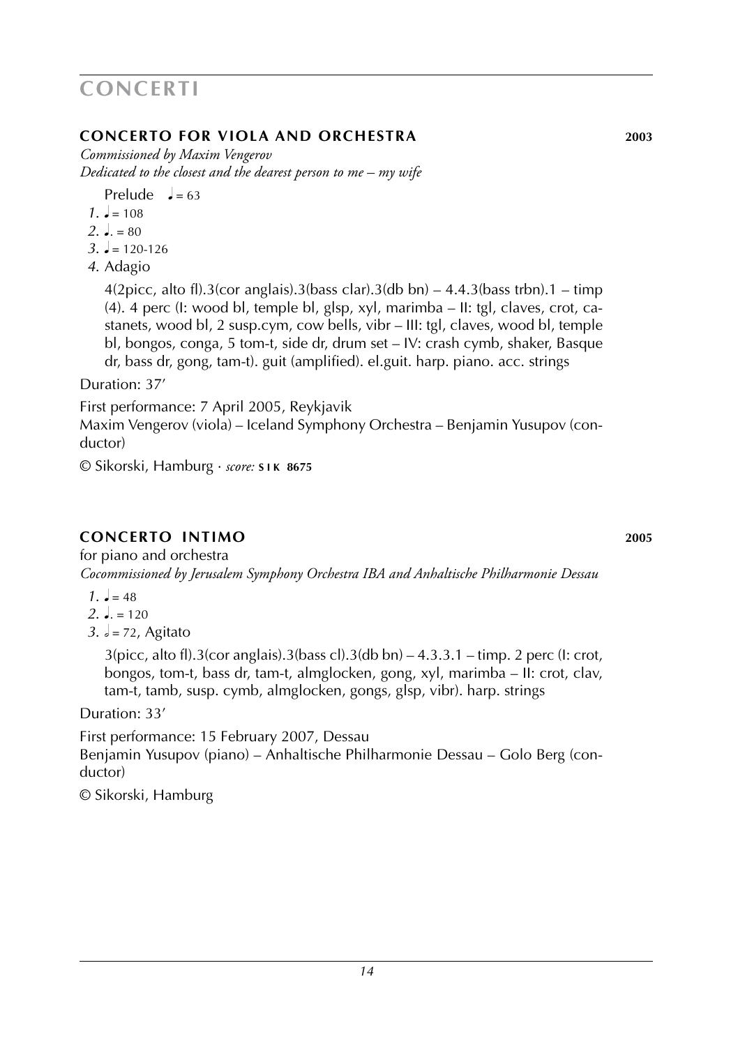# CONCERTI

## CONCERTO FOR VIOLA AND ORCHESTRA 2003

*Commissioned by Maxim Vengerov*
*Dedicated to the closest and the dearest person to me – my wife*

Prelude ♩ = 63
*1.* ♩ = 108
*2.* ♩. = 80
*3.* ♩ = 120-126
*4.* Adagio

4(2picc, alto fl).3(cor anglais).3(bass clar).3(db bn) – 4.4.3(bass trbn).1 – timp (4). 4 perc (I: wood bl, temple bl, glsp, xyl, marimba – II: tgl, claves, crot, castanets, wood bl, 2 susp.cym, cow bells, vibr – III: tgl, claves, wood bl, temple bl, bongos, conga, 5 tom-t, side dr, drum set – IV: crash cymb, shaker, Basque dr, bass dr, gong, tam-t). guit (amplified). el.guit. harp. piano. acc. strings

Duration: 37′

First performance: 7 April 2005, Reykjavik
Maxim Vengerov (viola) – Iceland Symphony Orchestra – Benjamin Yusupov (conductor)

© Sikorski, Hamburg · *score:* **SIK 8675**

## CONCERTO INTIMO 2005

for piano and orchestra
*Cocommissioned by Jerusalem Symphony Orchestra IBA and Anhaltische Philharmonie Dessau*

*1.* ♩ = 48
*2.* ♩. = 120
*3.* 𝅗𝅥 = 72, Agitato

3(picc, alto fl).3(cor anglais).3(bass cl).3(db bn) – 4.3.3.1 – timp. 2 perc (I: crot, bongos, tom-t, bass dr, tam-t, almglocken, gong, xyl, marimba – II: crot, clav, tam-t, tamb, susp. cymb, almglocken, gongs, glsp, vibr). harp. strings

Duration: 33′

First performance: 15 February 2007, Dessau
Benjamin Yusupov (piano) – Anhaltische Philharmonie Dessau – Golo Berg (conductor)

© Sikorski, Hamburg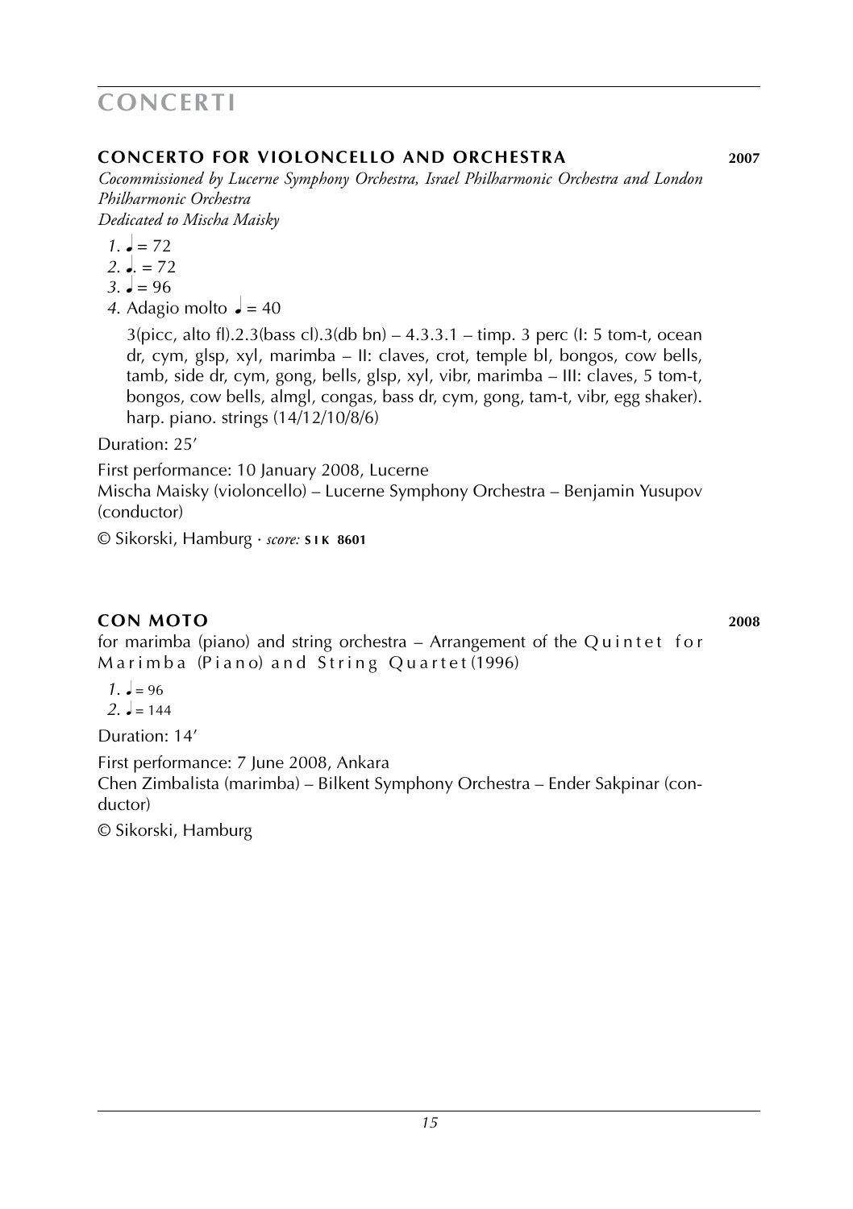# CONCERTI

## CONCERTO FOR VIOLONCELLO AND ORCHESTRA **2007**

*Cocommissioned by Lucerne Symphony Orchestra, Israel Philharmonic Orchestra and London Philharmonic Orchestra*
*Dedicated to Mischa Maisky*

*1.* ♩ = 72
*2.* ♩. = 72
*3.* ♩ = 96
*4.* Adagio molto ♩ = 40

3(picc, alto fl).2.3(bass cl).3(db bn) – 4.3.3.1 – timp. 3 perc (I: 5 tom-t, ocean dr, cym, glsp, xyl, marimba – II: claves, crot, temple bl, bongos, cow bells, tamb, side dr, cym, gong, bells, glsp, xyl, vibr, marimba – III: claves, 5 tom-t, bongos, cow bells, almgl, congas, bass dr, cym, gong, tam-t, vibr, egg shaker). harp. piano. strings (14/12/10/8/6)

Duration: 25′

First performance: 10 January 2008, Lucerne
Mischa Maisky (violoncello) – Lucerne Symphony Orchestra – Benjamin Yusupov (conductor)

© Sikorski, Hamburg · *score:* **SIK 8601**

## CON MOTO **2008**

for marimba (piano) and string orchestra – Arrangement of the Quintet for Marimba (Piano) and String Quartet (1996)

*1.* ♩ = 96
*2.* ♩ = 144

Duration: 14′

First performance: 7 June 2008, Ankara
Chen Zimbalista (marimba) – Bilkent Symphony Orchestra – Ender Sakpinar (conductor)

© Sikorski, Hamburg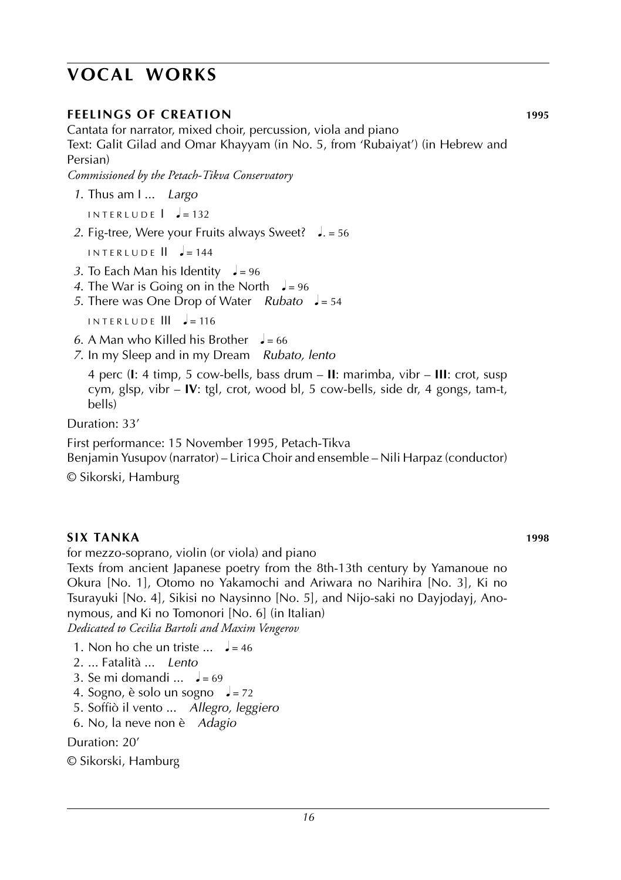# VOCAL WORKS

### FEELINGS OF CREATION **1995**

Cantata for narrator, mixed choir, percussion, viola and piano
Text: Galit Gilad and Omar Khayyam (in No. 5, from 'Rubaiyat') (in Hebrew and Persian)
*Commissioned by the Petach-Tikva Conservatory*

*1*. Thus am I ... *Largo*

INTERLUDE I ♩= 132

*2*. Fig-tree, Were your Fruits always Sweet? ♩. = 56

INTERLUDE II ♩= 144

*3*. To Each Man his Identity ♩= 96
*4*. The War is Going on in the North ♩= 96
*5*. There was One Drop of Water *Rubato* ♩= 54

INTERLUDE III ♩= 116

*6*. A Man who Killed his Brother ♩= 66
*7*. In my Sleep and in my Dream *Rubato, lento*

4 perc (**I**: 4 timp, 5 cow-bells, bass drum – **II**: marimba, vibr – **III**: crot, susp cym, glsp, vibr – **IV**: tgl, crot, wood bl, 5 cow-bells, side dr, 4 gongs, tam-t, bells)

Duration: 33'

First performance: 15 November 1995, Petach-Tikva
Benjamin Yusupov (narrator) – Lirica Choir and ensemble – Nili Harpaz (conductor)

© Sikorski, Hamburg

### SIX TANKA **1998**

for mezzo-soprano, violin (or viola) and piano
Texts from ancient Japanese poetry from the 8th-13th century by Yamanoue no Okura [No. 1], Otomo no Yakamochi and Ariwara no Narihira [No. 3], Ki no Tsurayuki [No. 4], Sikisi no Naysinno [No. 5], and Nijo-saki no Dayjodayj, Anonymous, and Ki no Tomonori [No. 6] (in Italian)
*Dedicated to Cecilia Bartoli and Maxim Vengerov*

1. Non ho che un triste ... ♩= 46
2. ... Fatalità ... *Lento*
3. Se mi domandi ... ♩= 69
4. Sogno, è solo un sogno ♩= 72
5. Soffiò il vento ... *Allegro, leggiero*
6. No, la neve non è *Adagio*

Duration: 20'

© Sikorski, Hamburg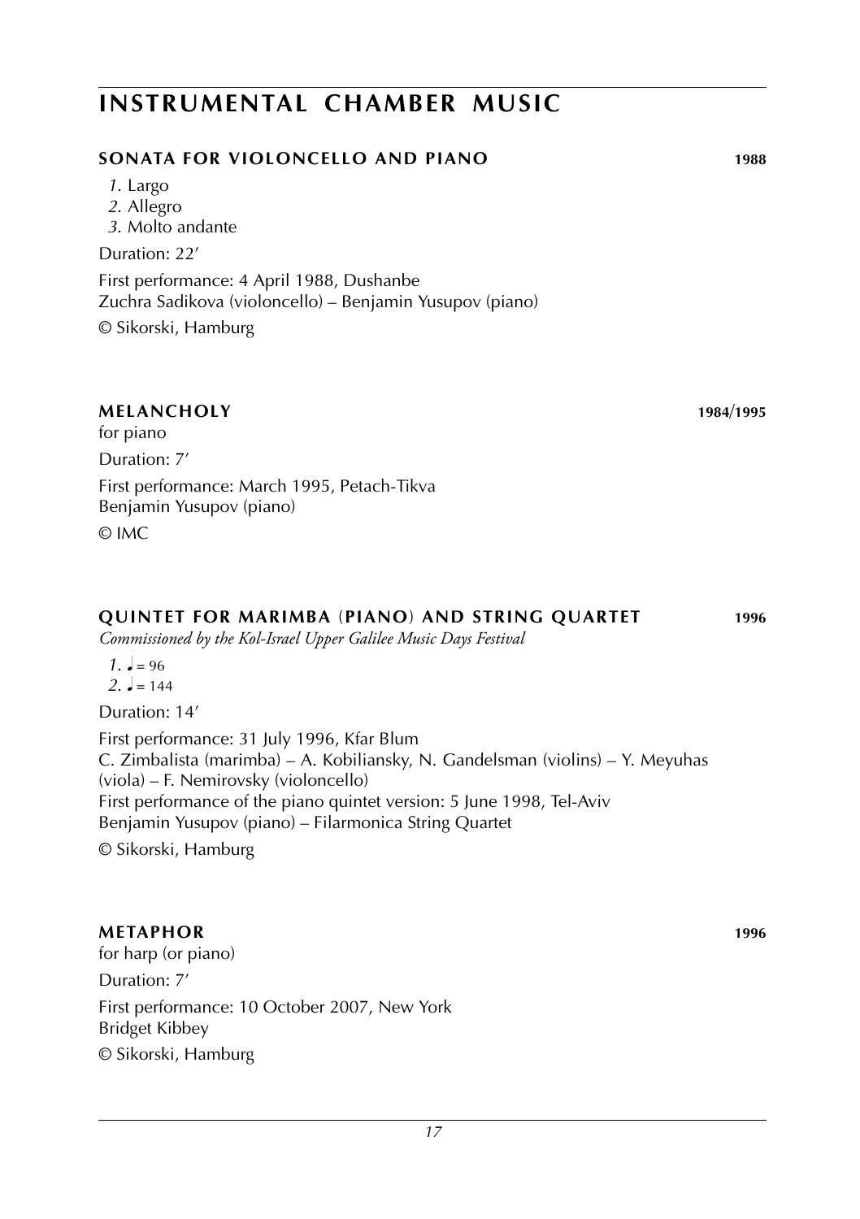# INSTRUMENTAL CHAMBER MUSIC

## SONATA FOR VIOLONCELLO AND PIANO 1988

*1.* Largo
*2.* Allegro
*3.* Molto andante

Duration: 22′

First performance: 4 April 1988, Dushanbe
Zuchra Sadikova (violoncello) – Benjamin Yusupov (piano)

© Sikorski, Hamburg

## MELANCHOLY 1984/1995

for piano

Duration: 7′

First performance: March 1995, Petach-Tikva
Benjamin Yusupov (piano)

© IMC

## QUINTET FOR MARIMBA (PIANO) AND STRING QUARTET 1996

*Commissioned by the Kol-Israel Upper Galilee Music Days Festival*

*1.* ♩ = 96
*2.* ♩ = 144

Duration: 14′

First performance: 31 July 1996, Kfar Blum
C. Zimbalista (marimba) – A. Kobiliansky, N. Gandelsman (violins) – Y. Meyuhas (viola) – F. Nemirovsky (violoncello)
First performance of the piano quintet version: 5 June 1998, Tel-Aviv
Benjamin Yusupov (piano) – Filarmonica String Quartet

© Sikorski, Hamburg

## METAPHOR 1996

for harp (or piano)

Duration: 7′

First performance: 10 October 2007, New York
Bridget Kibbey

© Sikorski, Hamburg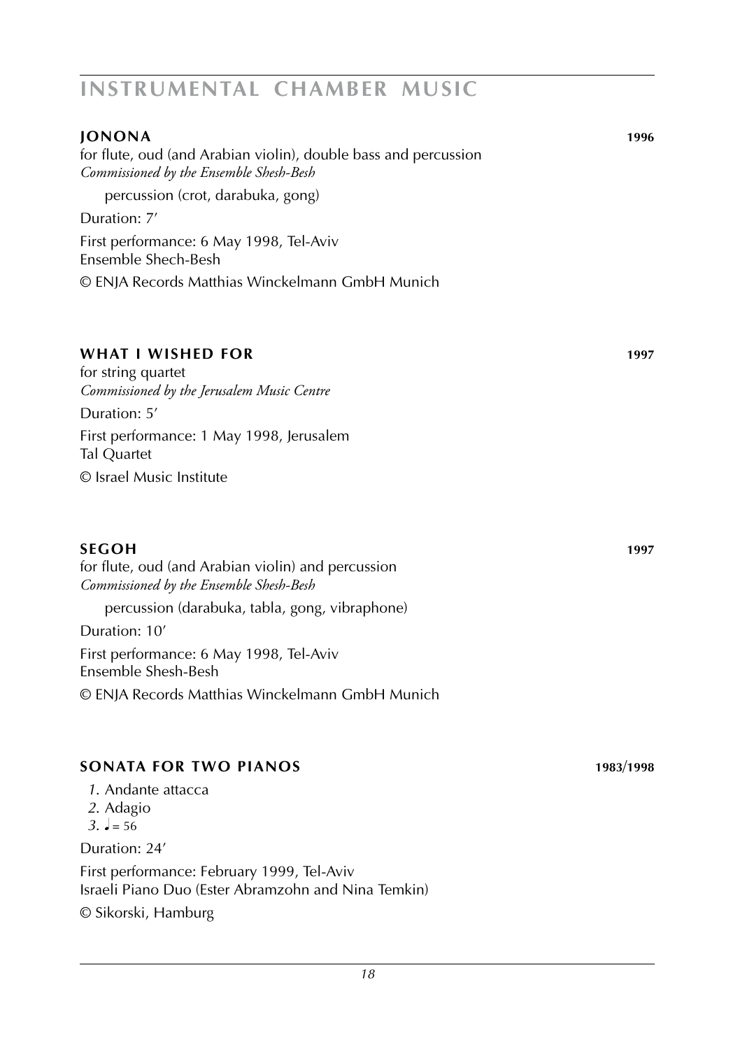# INSTRUMENTAL CHAMBER MUSIC

## JONONA **1996**

for flute, oud (and Arabian violin), double bass and percussion
*Commissioned by the Ensemble Shesh-Besh*

percussion (crot, darabuka, gong)

Duration: 7'

First performance: 6 May 1998, Tel-Aviv
Ensemble Shech-Besh

© ENJA Records Matthias Winckelmann GmbH Munich

## WHAT I WISHED FOR **1997**

for string quartet
*Commissioned by the Jerusalem Music Centre*

Duration: 5'

First performance: 1 May 1998, Jerusalem
Tal Quartet

© Israel Music Institute

## SEGOH **1997**

for flute, oud (and Arabian violin) and percussion
*Commissioned by the Ensemble Shesh-Besh*

percussion (darabuka, tabla, gong, vibraphone)

Duration: 10'

First performance: 6 May 1998, Tel-Aviv
Ensemble Shesh-Besh

© ENJA Records Matthias Winckelmann GmbH Munich

## SONATA FOR TWO PIANOS **1983/1998**

*1.* Andante attacca
*2.* Adagio
*3.* ♩= 56

Duration: 24'

First performance: February 1999, Tel-Aviv
Israeli Piano Duo (Ester Abramzohn and Nina Temkin)

© Sikorski, Hamburg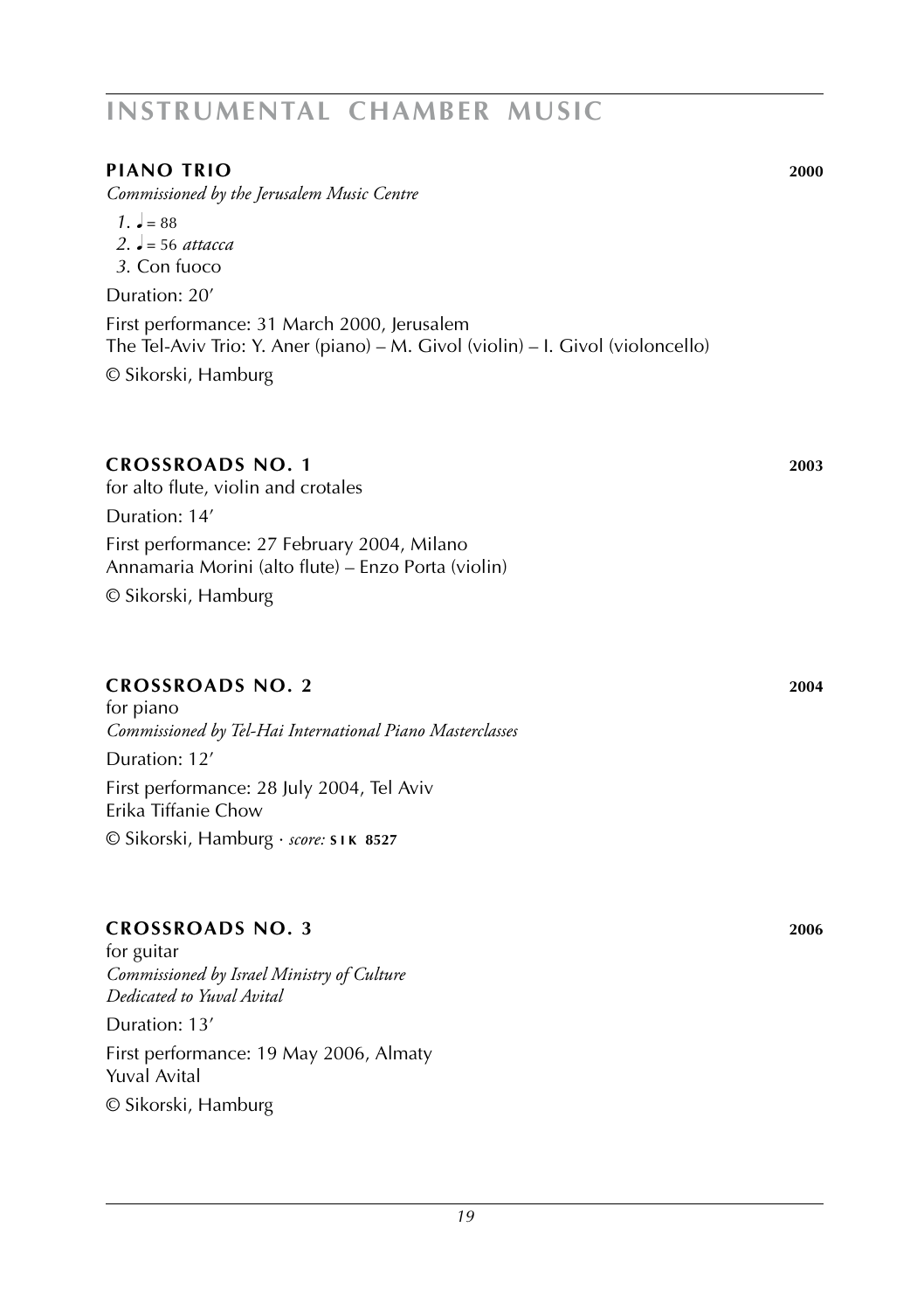# INSTRUMENTAL CHAMBER MUSIC

## PIANO TRIO 2000

*Commissioned by the Jerusalem Music Centre*

*1.* ♩ = 88
*2.* ♩ = 56 *attacca*
*3.* Con fuoco

Duration: 20'

First performance: 31 March 2000, Jerusalem
The Tel-Aviv Trio: Y. Aner (piano) – M. Givol (violin) – I. Givol (violoncello)

© Sikorski, Hamburg

## CROSSROADS NO. 1 2003

for alto flute, violin and crotales

Duration: 14'

First performance: 27 February 2004, Milano
Annamaria Morini (alto flute) – Enzo Porta (violin)

© Sikorski, Hamburg

## CROSSROADS NO. 2 2004

for piano
*Commissioned by Tel-Hai International Piano Masterclasses*

Duration: 12'

First performance: 28 July 2004, Tel Aviv
Erika Tiffanie Chow

© Sikorski, Hamburg · *score:* **SIK 8527**

## CROSSROADS NO. 3 2006

for guitar
*Commissioned by Israel Ministry of Culture*
*Dedicated to Yuval Avital*

Duration: 13'

First performance: 19 May 2006, Almaty
Yuval Avital

© Sikorski, Hamburg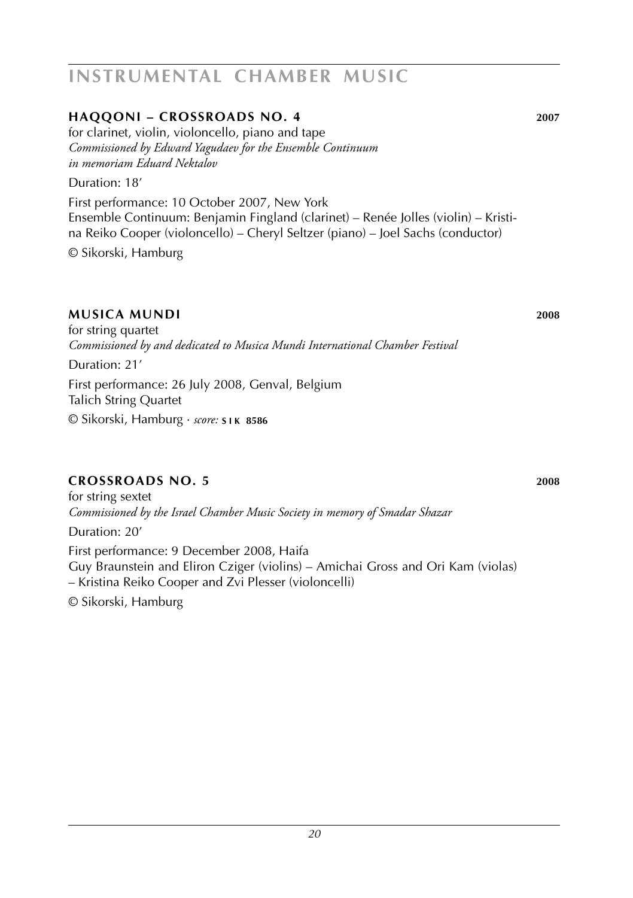# INSTRUMENTAL CHAMBER MUSIC

## HAQQONI – CROSSROADS NO. 4 **2007**

for clarinet, violin, violoncello, piano and tape
*Commissioned by Edward Yagudaev for the Ensemble Continuum*
*in memoriam Eduard Nektalov*

Duration: 18'

First performance: 10 October 2007, New York
Ensemble Continuum: Benjamin Fingland (clarinet) – Renée Jolles (violin) – Kristina Reiko Cooper (violoncello) – Cheryl Seltzer (piano) – Joel Sachs (conductor)

© Sikorski, Hamburg

## MUSICA MUNDI **2008**

for string quartet
*Commissioned by and dedicated to Musica Mundi International Chamber Festival*

Duration: 21'

First performance: 26 July 2008, Genval, Belgium
Talich String Quartet

© Sikorski, Hamburg · *score:* **SIK 8586**

## CROSSROADS NO. 5 **2008**

for string sextet
*Commissioned by the Israel Chamber Music Society in memory of Smadar Shazar*

Duration: 20'

First performance: 9 December 2008, Haifa
Guy Braunstein and Eliron Cziger (violins) – Amichai Gross and Ori Kam (violas) – Kristina Reiko Cooper and Zvi Plesser (violoncelli)

© Sikorski, Hamburg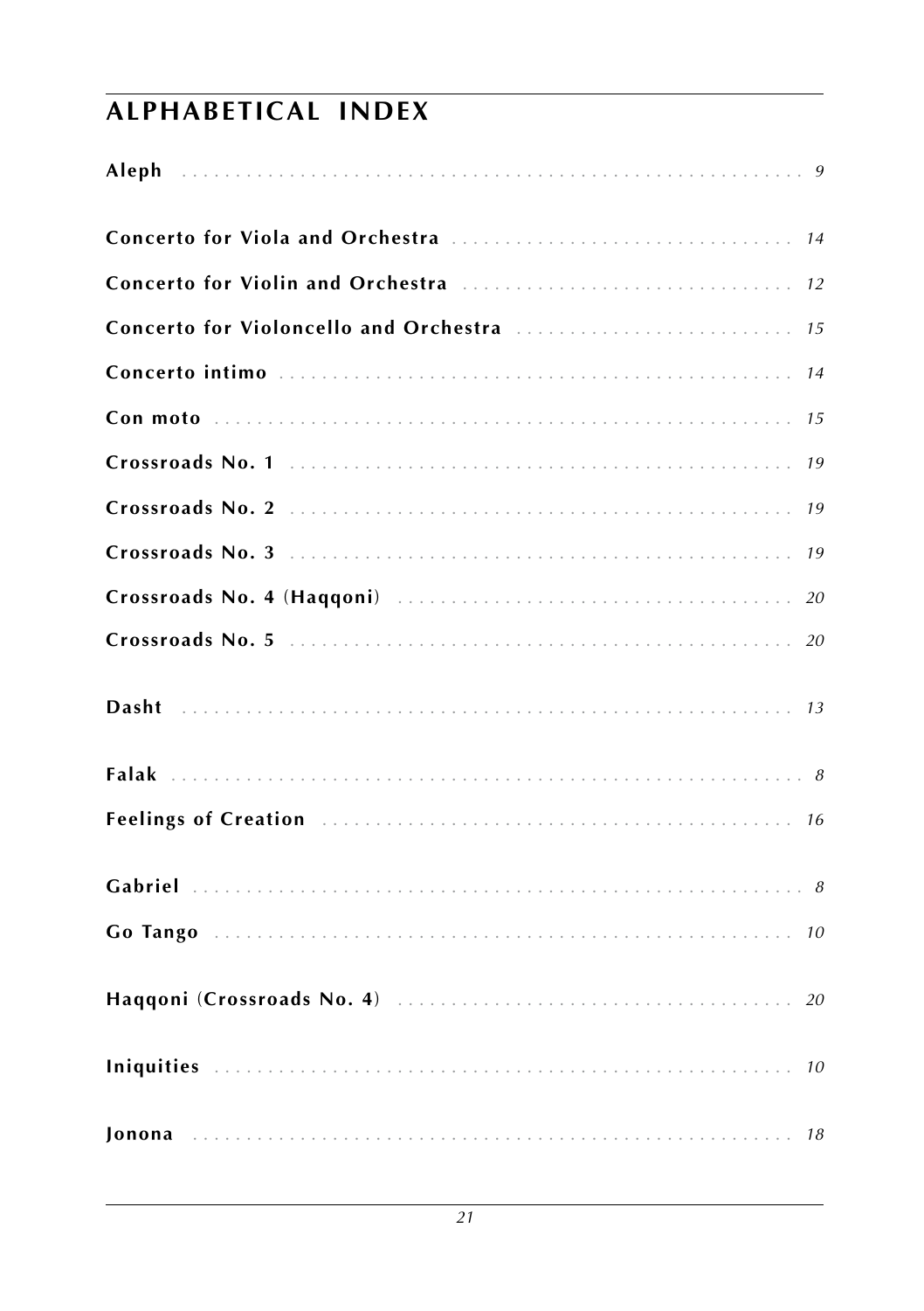# ALPHABETICAL INDEX

**Aleph** . . . . . . . . . . . . . . . . . . . . . . . . . . . . . . . . . . . . . . . . . . . . . . . . . . . *9*

**Concerto for Viola and Orchestra** . . . . . . . . . . . . . . . . . . . . . . . . . . . . . . . . *14*

**Concerto for Violin and Orchestra** . . . . . . . . . . . . . . . . . . . . . . . . . . . . . . . *12*

**Concerto for Violoncello and Orchestra** . . . . . . . . . . . . . . . . . . . . . . . . . . *15*

**Concerto intimo** . . . . . . . . . . . . . . . . . . . . . . . . . . . . . . . . . . . . . . . . . . . . . *14*

**Con moto** . . . . . . . . . . . . . . . . . . . . . . . . . . . . . . . . . . . . . . . . . . . . . . . . . *15*

**Crossroads No. 1** . . . . . . . . . . . . . . . . . . . . . . . . . . . . . . . . . . . . . . . . . . . . *19*

**Crossroads No. 2** . . . . . . . . . . . . . . . . . . . . . . . . . . . . . . . . . . . . . . . . . . . . *19*

**Crossroads No. 3** . . . . . . . . . . . . . . . . . . . . . . . . . . . . . . . . . . . . . . . . . . . . *19*

**Crossroads No. 4 (Haqqoni)** . . . . . . . . . . . . . . . . . . . . . . . . . . . . . . . . . . . . *20*

**Crossroads No. 5** . . . . . . . . . . . . . . . . . . . . . . . . . . . . . . . . . . . . . . . . . . . . *20*

**Dasht** . . . . . . . . . . . . . . . . . . . . . . . . . . . . . . . . . . . . . . . . . . . . . . . . . . . . *13*

**Falak** . . . . . . . . . . . . . . . . . . . . . . . . . . . . . . . . . . . . . . . . . . . . . . . . . . . . . *8*

**Feelings of Creation** . . . . . . . . . . . . . . . . . . . . . . . . . . . . . . . . . . . . . . . . . *16*

**Gabriel** . . . . . . . . . . . . . . . . . . . . . . . . . . . . . . . . . . . . . . . . . . . . . . . . . . . . *8*

**Go Tango** . . . . . . . . . . . . . . . . . . . . . . . . . . . . . . . . . . . . . . . . . . . . . . . . . . *10*

**Haqqoni (Crossroads No. 4)** . . . . . . . . . . . . . . . . . . . . . . . . . . . . . . . . . . . . *20*

**Iniquities** . . . . . . . . . . . . . . . . . . . . . . . . . . . . . . . . . . . . . . . . . . . . . . . . . . *10*

**Jonona** . . . . . . . . . . . . . . . . . . . . . . . . . . . . . . . . . . . . . . . . . . . . . . . . . . . . *18*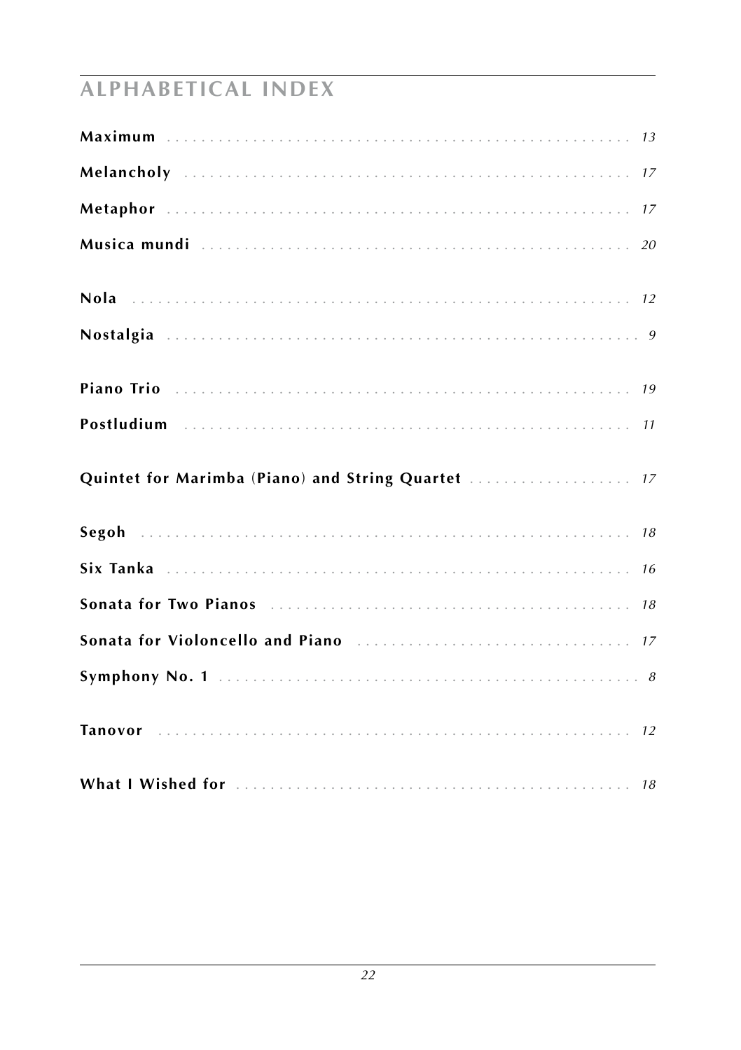## ALPHABETICAL INDEX

**Maximum** . . . . . . . . . . . . . . . . . . . . . . . . . . . . . . . . . . . . . . . . . . . . . . . . . . . . *13*

**Melancholy** . . . . . . . . . . . . . . . . . . . . . . . . . . . . . . . . . . . . . . . . . . . . . . . . . . *17*

**Metaphor** . . . . . . . . . . . . . . . . . . . . . . . . . . . . . . . . . . . . . . . . . . . . . . . . . . . *17*

**Musica mundi** . . . . . . . . . . . . . . . . . . . . . . . . . . . . . . . . . . . . . . . . . . . . . . . *20*

**Nola** . . . . . . . . . . . . . . . . . . . . . . . . . . . . . . . . . . . . . . . . . . . . . . . . . . . . . . . *12*

**Nostalgia** . . . . . . . . . . . . . . . . . . . . . . . . . . . . . . . . . . . . . . . . . . . . . . . . . . . . *9*

**Piano Trio** . . . . . . . . . . . . . . . . . . . . . . . . . . . . . . . . . . . . . . . . . . . . . . . . . . . *19*

**Postludium** . . . . . . . . . . . . . . . . . . . . . . . . . . . . . . . . . . . . . . . . . . . . . . . . . . *11*

**Quintet for Marimba (Piano) and String Quartet** . . . . . . . . . . . . . . . . . . . *17*

**Segoh** . . . . . . . . . . . . . . . . . . . . . . . . . . . . . . . . . . . . . . . . . . . . . . . . . . . . . . *18*

**Six Tanka** . . . . . . . . . . . . . . . . . . . . . . . . . . . . . . . . . . . . . . . . . . . . . . . . . . . *16*

**Sonata for Two Pianos** . . . . . . . . . . . . . . . . . . . . . . . . . . . . . . . . . . . . . . . . *18*

**Sonata for Violoncello and Piano** . . . . . . . . . . . . . . . . . . . . . . . . . . . . . . . *17*

**Symphony No. 1** . . . . . . . . . . . . . . . . . . . . . . . . . . . . . . . . . . . . . . . . . . . . . . *8*

**Tanovor** . . . . . . . . . . . . . . . . . . . . . . . . . . . . . . . . . . . . . . . . . . . . . . . . . . . . *12*

**What I Wished for** . . . . . . . . . . . . . . . . . . . . . . . . . . . . . . . . . . . . . . . . . . . *18*